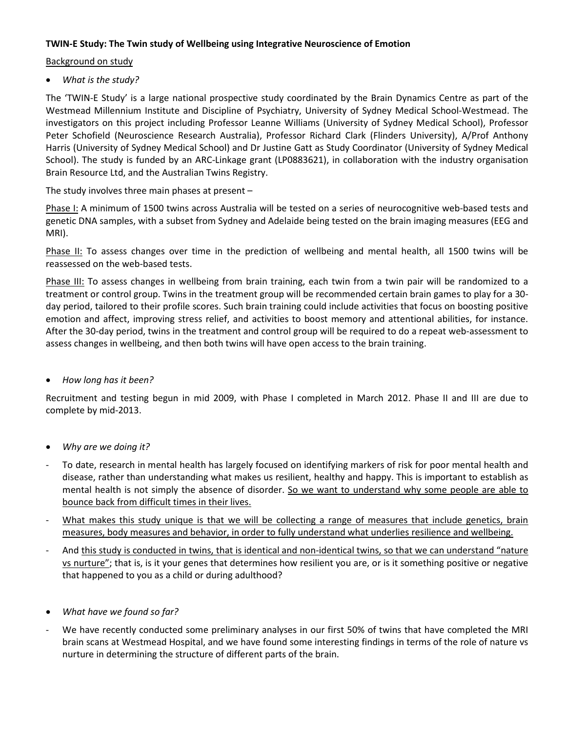**TWIN-E Study: The Twin study of Wellbeing using Integrative Neuroscience of Emotion**

<u>Background on study</u>

- *What is the study?*

The 'TWIN-E Study' is a large national prospective study coordinated by the Brain Dynamics Centre as part of the Westmead Millennium Institute and Discipline of Psychiatry, University of Sydney Medical School-Westmead. The investigators on this project including Professor Leanne Williams (University of Sydney Medical School), Professor Peter Schofield (Neuroscience Research Australia), Professor Richard Clark (Flinders University), A/Prof Anthony Harris (University of Sydney Medical School) and Dr Justine Gatt as Study Coordinator (University of Sydney Medical School). The study is funded by an ARC-Linkage grant (LP0883621), in collaboration with the industry organisation Brain Resource Ltd, and the Australian Twins Registry.

The study involves three main phases at present –

<u>Phase I:</u> A minimum of 1500 twins across Australia will be tested on a series of neurocognitive web-based tests and genetic DNA samples, with a subset from Sydney and Adelaide being tested on the brain imaging measures (EEG and MRI).

<u>Phase II:</u> To assess changes over time in the prediction of wellbeing and mental health, all 1500 twins will be reassessed on the web-based tests.

<u>Phase III:</u> To assess changes in wellbeing from brain training, each twin from a twin pair will be randomized to a treatment or control group. Twins in the treatment group will be recommended certain brain games to play for a 30-day period, tailored to their profile scores. Such brain training could include activities that focus on boosting positive emotion and affect, improving stress relief, and activities to boost memory and attentional abilities, for instance. After the 30-day period, twins in the treatment and control group will be required to do a repeat web-assessment to assess changes in wellbeing, and then both twins will have open access to the brain training.

- *How long has it been?*

Recruitment and testing begun in mid 2009, with Phase I completed in March 2012. Phase II and III are due to complete by mid-2013.

- *Why are we doing it?*

- To date, research in mental health has largely focused on identifying markers of risk for poor mental health and disease, rather than understanding what makes us resilient, healthy and happy. This is important to establish as mental health is not simply the absence of disorder. <u>So we want to understand why some people are able to bounce back from difficult times in their lives.</u>
- <u>What makes this study unique is that we will be collecting a range of measures that include genetics, brain measures, body measures and behavior, in order to fully understand what underlies resilience and wellbeing.</u>
- And <u>this study is conducted in twins, that is identical and non-identical twins, so that we can understand "nature vs nurture"</u>; that is, is it your genes that determines how resilient you are, or is it something positive or negative that happened to you as a child or during adulthood?

- *What have we found so far?*

- We have recently conducted some preliminary analyses in our first 50% of twins that have completed the MRI brain scans at Westmead Hospital, and we have found some interesting findings in terms of the role of nature vs nurture in determining the structure of different parts of the brain.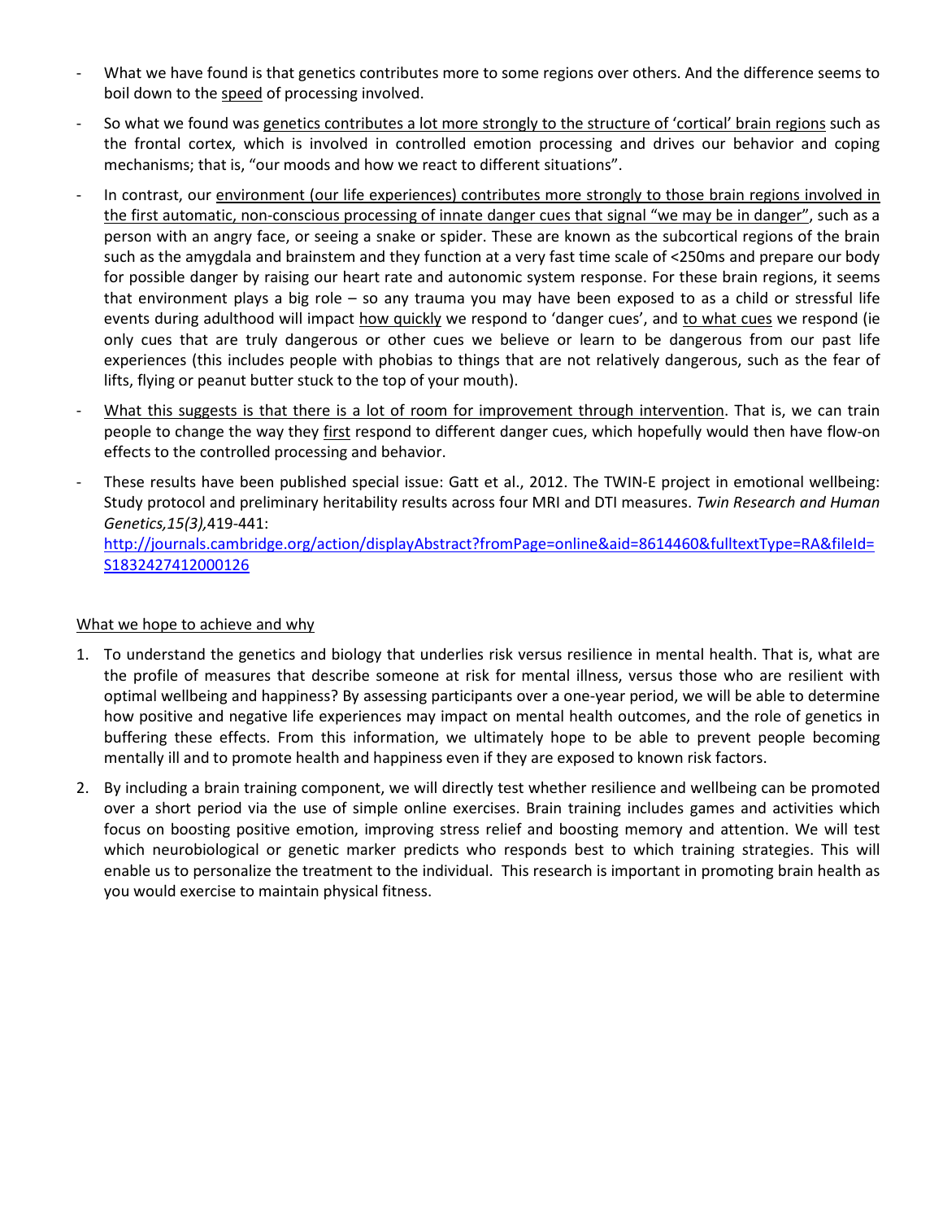- What we have found is that genetics contributes more to some regions over others. And the difference seems to boil down to the speed of processing involved.
- So what we found was genetics contributes a lot more strongly to the structure of 'cortical' brain regions such as the frontal cortex, which is involved in controlled emotion processing and drives our behavior and coping mechanisms; that is, "our moods and how we react to different situations".
- In contrast, our environment (our life experiences) contributes more strongly to those brain regions involved in the first automatic, non-conscious processing of innate danger cues that signal "we may be in danger", such as a person with an angry face, or seeing a snake or spider. These are known as the subcortical regions of the brain such as the amygdala and brainstem and they function at a very fast time scale of <250ms and prepare our body for possible danger by raising our heart rate and autonomic system response. For these brain regions, it seems that environment plays a big role – so any trauma you may have been exposed to as a child or stressful life events during adulthood will impact how quickly we respond to 'danger cues', and to what cues we respond (ie only cues that are truly dangerous or other cues we believe or learn to be dangerous from our past life experiences (this includes people with phobias to things that are not relatively dangerous, such as the fear of lifts, flying or peanut butter stuck to the top of your mouth).
- What this suggests is that there is a lot of room for improvement through intervention. That is, we can train people to change the way they first respond to different danger cues, which hopefully would then have flow-on effects to the controlled processing and behavior.
- These results have been published special issue: Gatt et al., 2012. The TWIN-E project in emotional wellbeing: Study protocol and preliminary heritability results across four MRI and DTI measures. *Twin Research and Human Genetics,15(3),*419-441: [http://journals.cambridge.org/action/displayAbstract?fromPage=online&aid=8614460&fulltextType=RA&fileId=S1832427412000126](http://journals.cambridge.org/action/displayAbstract?fromPage=online&aid=8614460&fulltextType=RA&fileId=S1832427412000126)

What we hope to achieve and why

1. To understand the genetics and biology that underlies risk versus resilience in mental health. That is, what are the profile of measures that describe someone at risk for mental illness, versus those who are resilient with optimal wellbeing and happiness? By assessing participants over a one-year period, we will be able to determine how positive and negative life experiences may impact on mental health outcomes, and the role of genetics in buffering these effects. From this information, we ultimately hope to be able to prevent people becoming mentally ill and to promote health and happiness even if they are exposed to known risk factors.
2. By including a brain training component, we will directly test whether resilience and wellbeing can be promoted over a short period via the use of simple online exercises. Brain training includes games and activities which focus on boosting positive emotion, improving stress relief and boosting memory and attention. We will test which neurobiological or genetic marker predicts who responds best to which training strategies. This will enable us to personalize the treatment to the individual. This research is important in promoting brain health as you would exercise to maintain physical fitness.